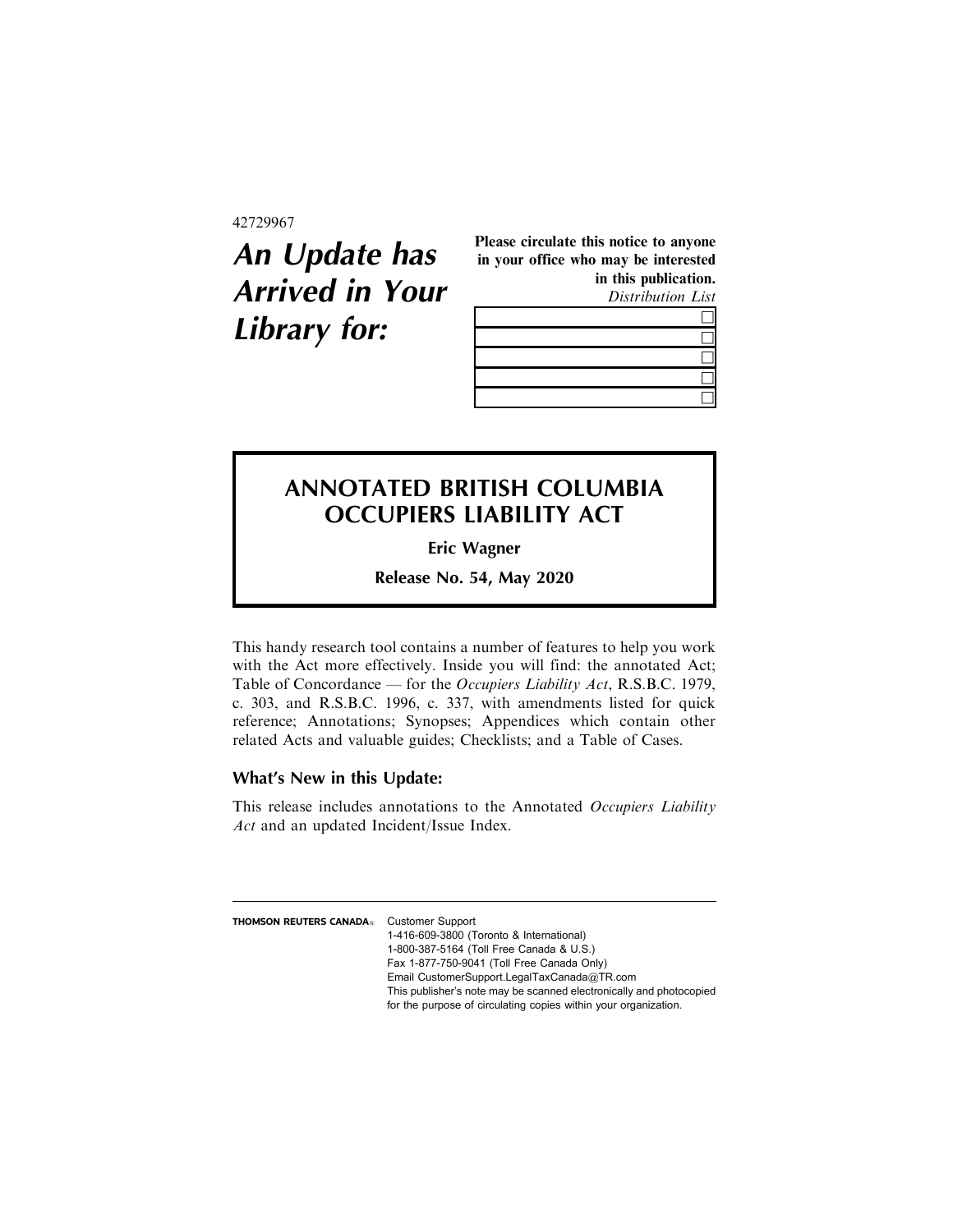42729967

# *An Update has Arrived in Your Library for:*

**Please circulate this notice to anyone in your office who may be interested in this publication.**

*Distribution List*

| | |
|---|---|
| | ☐ |
| | ☐ |
| | ☐ |
| | ☐ |
| | ☐ |

## ANNOTATED BRITISH COLUMBIA OCCUPIERS LIABILITY ACT

**Eric Wagner**

**Release No. 54, May 2020**

This handy research tool contains a number of features to help you work with the Act more effectively. Inside you will find: the annotated Act; Table of Concordance — for the *Occupiers Liability Act*, R.S.B.C. 1979, c. 303, and R.S.B.C. 1996, c. 337, with amendments listed for quick reference; Annotations; Synopses; Appendices which contain other related Acts and valuable guides; Checklists; and a Table of Cases.

### What's New in this Update:

This release includes annotations to the Annotated *Occupiers Liability Act* and an updated Incident/Issue Index.

**THOMSON REUTERS CANADA®** Customer Support
1-416-609-3800 (Toronto & International)
1-800-387-5164 (Toll Free Canada & U.S.)
Fax 1-877-750-9041 (Toll Free Canada Only)
Email CustomerSupport.LegalTaxCanada@TR.com
This publisher's note may be scanned electronically and photocopied for the purpose of circulating copies within your organization.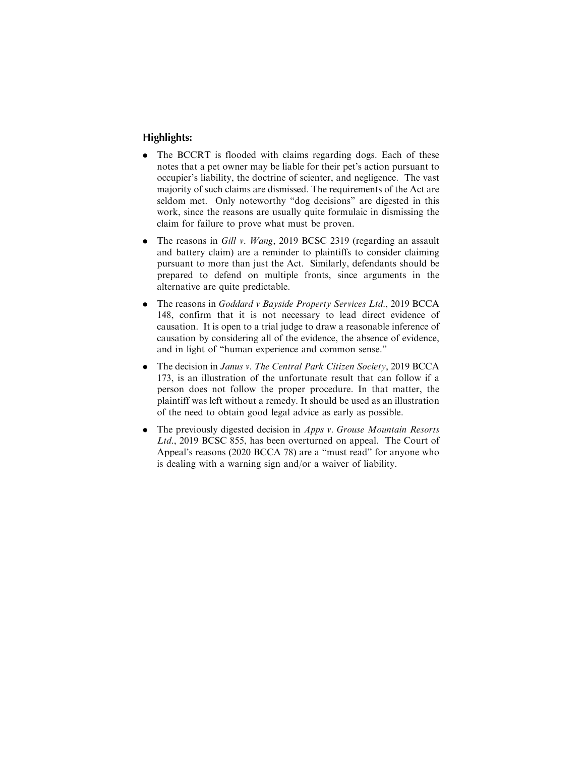## Highlights:

- The BCCRT is flooded with claims regarding dogs. Each of these notes that a pet owner may be liable for their pet's action pursuant to occupier's liability, the doctrine of scienter, and negligence. The vast majority of such claims are dismissed. The requirements of the Act are seldom met. Only noteworthy "dog decisions" are digested in this work, since the reasons are usually quite formulaic in dismissing the claim for failure to prove what must be proven.
- The reasons in *Gill v. Wang*, 2019 BCSC 2319 (regarding an assault and battery claim) are a reminder to plaintiffs to consider claiming pursuant to more than just the Act. Similarly, defendants should be prepared to defend on multiple fronts, since arguments in the alternative are quite predictable.
- The reasons in *Goddard v Bayside Property Services Ltd.*, 2019 BCCA 148, confirm that it is not necessary to lead direct evidence of causation. It is open to a trial judge to draw a reasonable inference of causation by considering all of the evidence, the absence of evidence, and in light of "human experience and common sense."
- The decision in *Janus v. The Central Park Citizen Society*, 2019 BCCA 173, is an illustration of the unfortunate result that can follow if a person does not follow the proper procedure. In that matter, the plaintiff was left without a remedy. It should be used as an illustration of the need to obtain good legal advice as early as possible.
- The previously digested decision in *Apps v. Grouse Mountain Resorts Ltd.*, 2019 BCSC 855, has been overturned on appeal. The Court of Appeal's reasons (2020 BCCA 78) are a "must read" for anyone who is dealing with a warning sign and/or a waiver of liability.